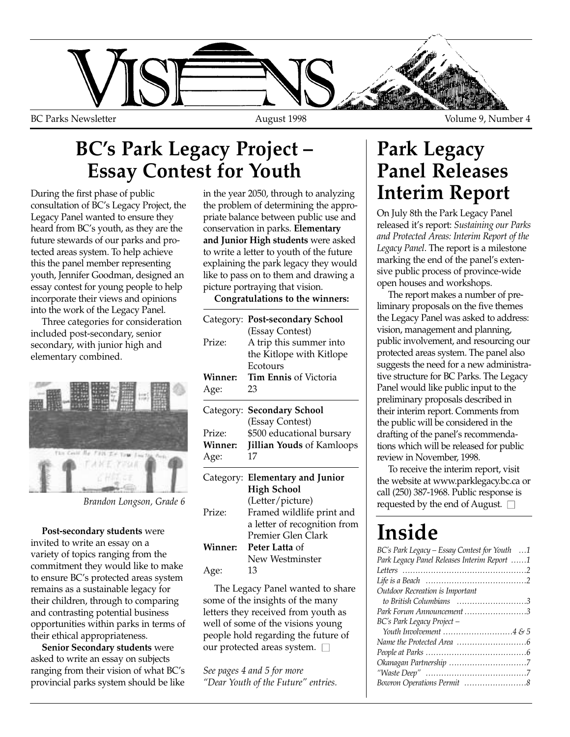# VISIONS

BC Parks Newsletter | August 1998 | Volume 9, Number 4

## BC's Park Legacy Project – Essay Contest for Youth

During the first phase of public consultation of BC's Legacy Project, the Legacy Panel wanted to ensure they heard from BC's youth, as they are the future stewards of our parks and protected areas system. To help achieve this the panel member representing youth, Jennifer Goodman, designed an essay contest for young people to help incorporate their views and opinions into the work of the Legacy Panel.

Three categories for consideration included post-secondary, senior secondary, with junior high and elementary combined.

*Brandon Longson, Grade 6*

**Post-secondary students** were invited to write an essay on a variety of topics ranging from the commitment they would like to make to ensure BC's protected areas system remains as a sustainable legacy for their children, through to comparing and contrasting potential business opportunities within parks in terms of their ethical appropriateness.

**Senior Secondary students** were asked to write an essay on subjects ranging from their vision of what BC's provincial parks system should be like in the year 2050, through to analyzing the problem of determining the appropriate balance between public use and conservation in parks. **Elementary and Junior High students** were asked to write a letter to youth of the future explaining the park legacy they would like to pass on to them and drawing a picture portraying that vision.

**Congratulations to the winners:**

| | |
|---|---|
| Category: | **Post-secondary School** (Essay Contest) |
| Prize: | A trip this summer into the Kitlope with Kitlope Ecotours |
| **Winner:** | **Tim Ennis** of Victoria |
| Age: | 23 |
| Category: | **Secondary School** (Essay Contest) |
| Prize: | $500 educational bursary |
| **Winner:** | **Jillian Youds** of Kamloops |
| Age: | 17 |
| Category: | **Elementary and Junior High School** (Letter/picture) |
| Prize: | Framed wildlife print and a letter of recognition from Premier Glen Clark |
| **Winner:** | **Peter Latta** of New Westminster |
| Age: | 13 |

The Legacy Panel wanted to share some of the insights of the many letters they received from youth as well of some of the visions young people hold regarding the future of our protected areas system. □

*See pages 4 and 5 for more "Dear Youth of the Future" entries.*

## Park Legacy Panel Releases Interim Report

On July 8th the Park Legacy Panel released it's report: *Sustaining our Parks and Protected Areas: Interim Report of the Legacy Panel*. The report is a milestone marking the end of the panel's extensive public process of province-wide open houses and workshops.

The report makes a number of preliminary proposals on the five themes the Legacy Panel was asked to address: vision, management and planning, public involvement, and resourcing our protected areas system. The panel also suggests the need for a new administrative structure for BC Parks. The Legacy Panel would like public input to the preliminary proposals described in their interim report. Comments from the public will be considered in the drafting of the panel's recommendations which will be released for public review in November, 1998.

To receive the interim report, visit the website at www.parklegacy.bc.ca or call (250) 387-1968. Public response is requested by the end of August. □

## Inside

*BC's Park Legacy – Essay Contest for Youth …1*
*Park Legacy Panel Releases Interim Report ……1*
*Letters ……………………………………………2*
*Life is a Beach …………………………………2*
*Outdoor Recreation is Important to British Columbians ………………………3*
*Park Forum Announcement ……………………3*
*BC's Park Legacy Project – Youth Involvement ………………………4 & 5*
*Name the Protected Area ………………………6*
*People at Parks …………………………………6*
*Okanagan Partnership …………………………7*
*"Waste Deep" ……………………………………7*
*Bowron Operations Permit ……………………8*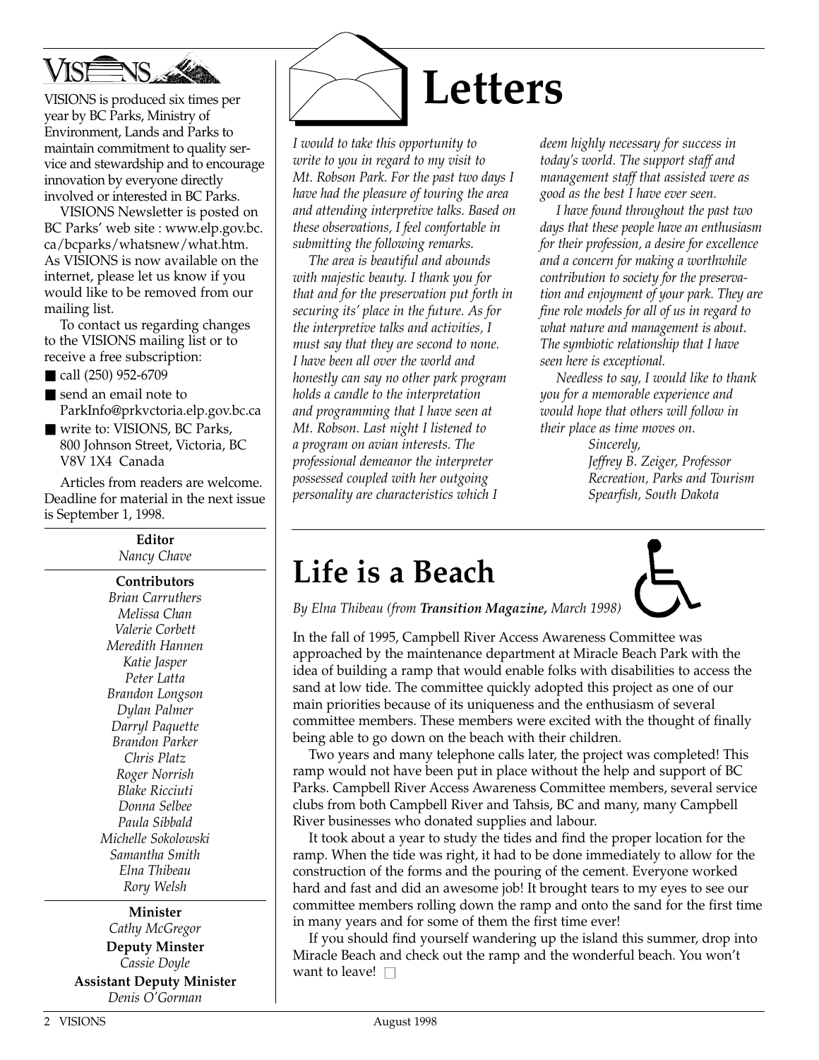VISIONS

VISIONS is produced six times per year by BC Parks, Ministry of Environment, Lands and Parks to maintain commitment to quality service and stewardship and to encourage innovation by everyone directly involved or interested in BC Parks.

VISIONS Newsletter is posted on BC Parks' web site : www.elp.gov.bc.ca/bcparks/whatsnew/what.htm. As VISIONS is now available on the internet, please let us know if you would like to be removed from our mailing list.

To contact us regarding changes to the VISIONS mailing list or to receive a free subscription:

- call (250) 952-6709
- send an email note to ParkInfo@prkvctoria.elp.gov.bc.ca
- write to: VISIONS, BC Parks, 800 Johnson Street, Victoria, BC V8V 1X4 Canada

Articles from readers are welcome. Deadline for material in the next issue is September 1, 1998.

**Editor**
*Nancy Chave*

**Contributors**
*Brian Carruthers*
*Melissa Chan*
*Valerie Corbett*
*Meredith Hannen*
*Katie Jasper*
*Peter Latta*
*Brandon Longson*
*Dylan Palmer*
*Darryl Paquette*
*Brandon Parker*
*Chris Platz*
*Roger Norrish*
*Blake Ricciuti*
*Donna Selbee*
*Paula Sibbald*
*Michelle Sokolowski*
*Samantha Smith*
*Elna Thibeau*
*Rory Welsh*

**Minister**
*Cathy McGregor*

**Deputy Minster**
*Cassie Doyle*

**Assistant Deputy Minister**
*Denis O'Gorman*

# Letters

*I would to take this opportunity to write to you in regard to my visit to Mt. Robson Park. For the past two days I have had the pleasure of touring the area and attending interpretive talks. Based on these observations, I feel comfortable in submitting the following remarks.*

*The area is beautiful and abounds with majestic beauty. I thank you for that and for the preservation put forth in securing its' place in the future. As for the interpretive talks and activities, I must say that they are second to none. I have been all over the world and honestly can say no other park program holds a candle to the interpretation and programming that I have seen at Mt. Robson. Last night I listened to a program on avian interests. The professional demeanor the interpreter possessed coupled with her outgoing personality are characteristics which I deem highly necessary for success in today's world. The support staff and management staff that assisted were as good as the best I have ever seen.*

*I have found throughout the past two days that these people have an enthusiasm for their profession, a desire for excellence and a concern for making a worthwhile contribution to society for the preservation and enjoyment of your park. They are fine role models for all of us in regard to what nature and management is about. The symbiotic relationship that I have seen here is exceptional.*

*Needless to say, I would like to thank you for a memorable experience and would hope that others will follow in their place as time moves on.*

*Sincerely,*
*Jeffrey B. Zeiger, Professor*
*Recreation, Parks and Tourism*
*Spearfish, South Dakota*

# Life is a Beach

*By Elna Thibeau (from* ***Transition Magazine,*** *March 1998)*

In the fall of 1995, Campbell River Access Awareness Committee was approached by the maintenance department at Miracle Beach Park with the idea of building a ramp that would enable folks with disabilities to access the sand at low tide. The committee quickly adopted this project as one of our main priorities because of its uniqueness and the enthusiasm of several committee members. These members were excited with the thought of finally being able to go down on the beach with their children.

Two years and many telephone calls later, the project was completed! This ramp would not have been put in place without the help and support of BC Parks. Campbell River Access Awareness Committee members, several service clubs from both Campbell River and Tahsis, BC and many, many Campbell River businesses who donated supplies and labour.

It took about a year to study the tides and find the proper location for the ramp. When the tide was right, it had to be done immediately to allow for the construction of the forms and the pouring of the cement. Everyone worked hard and fast and did an awesome job! It brought tears to my eyes to see our committee members rolling down the ramp and onto the sand for the first time in many years and for some of them the first time ever!

If you should find yourself wandering up the island this summer, drop into Miracle Beach and check out the ramp and the wonderful beach. You won't want to leave! □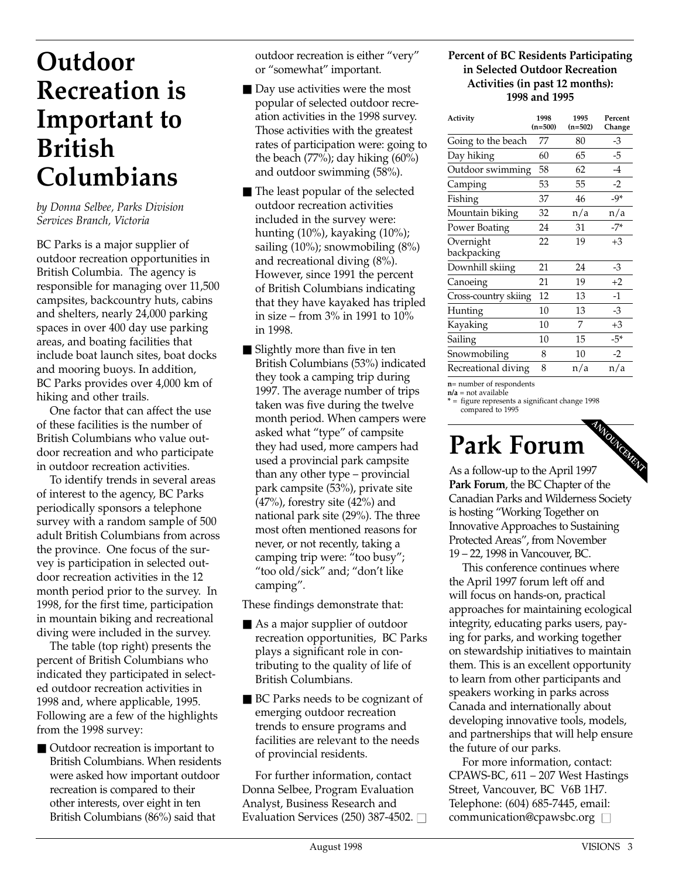# Outdoor Recreation is Important to British Columbians

*by Donna Selbee, Parks Division Services Branch, Victoria*

BC Parks is a major supplier of outdoor recreation opportunities in British Columbia. The agency is responsible for managing over 11,500 campsites, backcountry huts, cabins and shelters, nearly 24,000 parking spaces in over 400 day use parking areas, and boating facilities that include boat launch sites, boat docks and mooring buoys. In addition, BC Parks provides over 4,000 km of hiking and other trails.

One factor that can affect the use of these facilities is the number of British Columbians who value outdoor recreation and who participate in outdoor recreation activities.

To identify trends in several areas of interest to the agency, BC Parks periodically sponsors a telephone survey with a random sample of 500 adult British Columbians from across the province. One focus of the survey is participation in selected outdoor recreation activities in the 12 month period prior to the survey. In 1998, for the first time, participation in mountain biking and recreational diving were included in the survey.

The table (top right) presents the percent of British Columbians who indicated they participated in selected outdoor recreation activities in 1998 and, where applicable, 1995. Following are a few of the highlights from the 1998 survey:

- Outdoor recreation is important to British Columbians. When residents were asked how important outdoor recreation is compared to their other interests, over eight in ten British Columbians (86%) said that outdoor recreation is either "very" or "somewhat" important.
- Day use activities were the most popular of selected outdoor recreation activities in the 1998 survey. Those activities with the greatest rates of participation were: going to the beach (77%); day hiking (60%) and outdoor swimming (58%).
- The least popular of the selected outdoor recreation activities included in the survey were: hunting (10%), kayaking (10%); sailing (10%); snowmobiling (8%) and recreational diving (8%). However, since 1991 the percent of British Columbians indicating that they have kayaked has tripled in size – from 3% in 1991 to 10% in 1998.
- Slightly more than five in ten British Columbians (53%) indicated they took a camping trip during 1997. The average number of trips taken was five during the twelve month period. When campers were asked what "type" of campsite they had used, more campers had used a provincial park campsite than any other type – provincial park campsite (53%), private site (47%), forestry site (42%) and national park site (29%). The three most often mentioned reasons for never, or not recently, taking a camping trip were: "too busy"; "too old/sick" and; "don't like camping".

These findings demonstrate that:

- As a major supplier of outdoor recreation opportunities, BC Parks plays a significant role in contributing to the quality of life of British Columbians.
- BC Parks needs to be cognizant of emerging outdoor recreation trends to ensure programs and facilities are relevant to the needs of provincial residents.

For further information, contact Donna Selbee, Program Evaluation Analyst, Business Research and Evaluation Services (250) 387-4502.

**Percent of BC Residents Participating in Selected Outdoor Recreation Activities (in past 12 months): 1998 and 1995**

| Activity | 1998 (n=500) | 1995 (n=502) | Percent Change |
|---|---|---|---|
| Going to the beach | 77 | 80 | -3 |
| Day hiking | 60 | 65 | -5 |
| Outdoor swimming | 58 | 62 | -4 |
| Camping | 53 | 55 | -2 |
| Fishing | 37 | 46 | -9* |
| Mountain biking | 32 | n/a | n/a |
| Power Boating | 24 | 31 | -7* |
| Overnight backpacking | 22 | 19 | +3 |
| Downhill skiing | 21 | 24 | -3 |
| Canoeing | 21 | 19 | +2 |
| Cross-country skiing | 12 | 13 | -1 |
| Hunting | 10 | 13 | -3 |
| Kayaking | 10 | 7 | +3 |
| Sailing | 10 | 15 | -5* |
| Snowmobiling | 8 | 10 | -2 |
| Recreational diving | 8 | n/a | n/a |

**n**= number of respondents
**n/a** = not available
**\*** = figure represents a significant change 1998 compared to 1995

# Park Forum

ANNOUNCEMENT

As a follow-up to the April 1997 **Park Forum**, the BC Chapter of the Canadian Parks and Wilderness Society is hosting "Working Together on Innovative Approaches to Sustaining Protected Areas", from November 19 – 22, 1998 in Vancouver, BC.

This conference continues where the April 1997 forum left off and will focus on hands-on, practical approaches for maintaining ecological integrity, educating parks users, paying for parks, and working together on stewardship initiatives to maintain them. This is an excellent opportunity to learn from other participants and speakers working in parks across Canada and internationally about developing innovative tools, models, and partnerships that will help ensure the future of our parks.

For more information, contact: CPAWS-BC, 611 – 207 West Hastings Street, Vancouver, BC V6B 1H7. Telephone: (604) 685-7445, email: communication@cpawsbc.org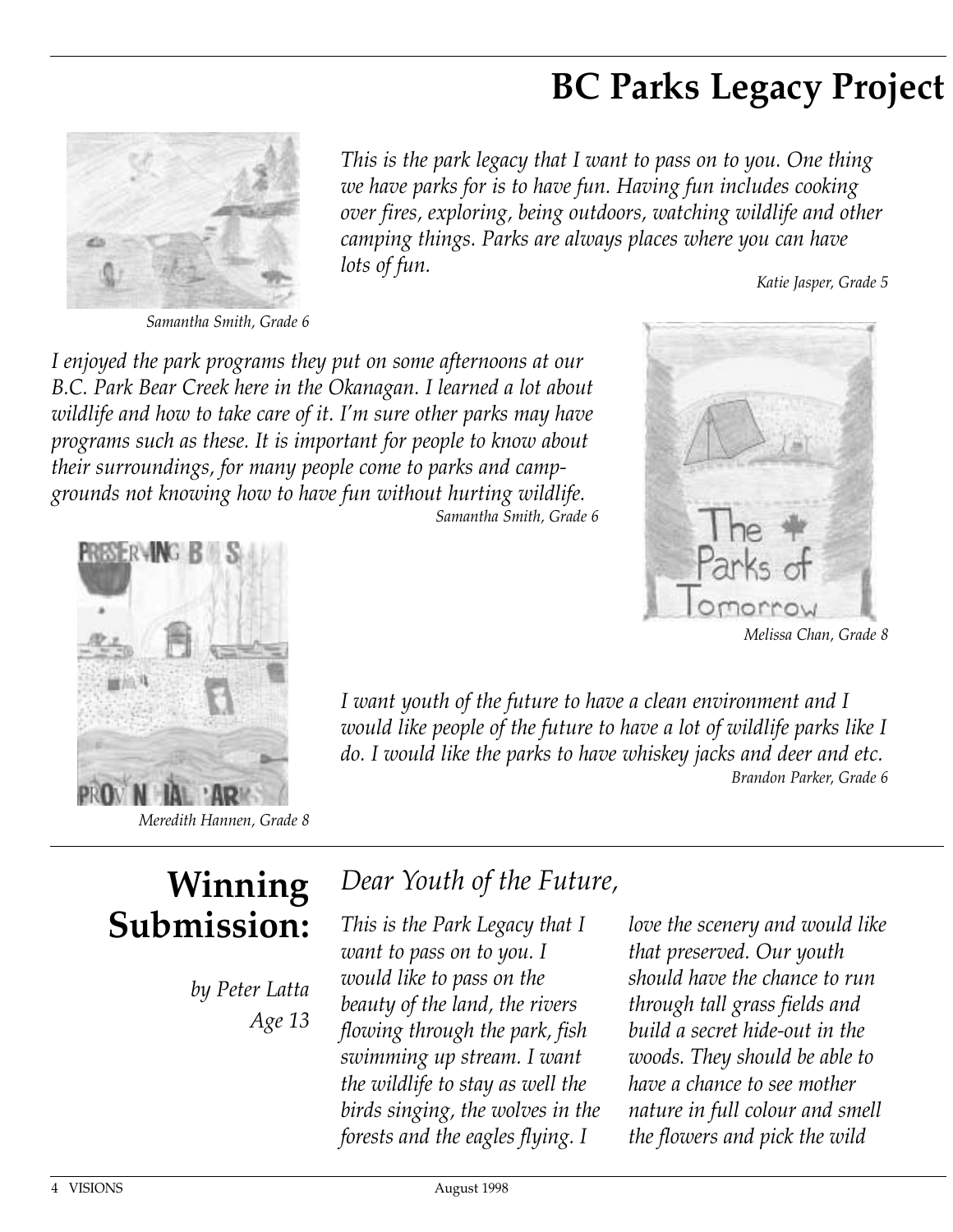# BC Parks Legacy Project

Samantha Smith, Grade 6

*This is the park legacy that I want to pass on to you. One thing we have parks for is to have fun. Having fun includes cooking over fires, exploring, being outdoors, watching wildlife and other camping things. Parks are always places where you can have lots of fun.*

Katie Jasper, Grade 5

*I enjoyed the park programs they put on some afternoons at our B.C. Park Bear Creek here in the Okanagan. I learned a lot about wildlife and how to take care of it. I'm sure other parks may have programs such as these. It is important for people to know about their surroundings, for many people come to parks and campgrounds not knowing how to have fun without hurting wildlife.*

Samantha Smith, Grade 6

Melissa Chan, Grade 8

Meredith Hannen, Grade 8

*I want youth of the future to have a clean environment and I would like people of the future to have a lot of wildlife parks like I do. I would like the parks to have whiskey jacks and deer and etc.*

Brandon Parker, Grade 6

## Winning Submission:

*by Peter Latta*
*Age 13*

*Dear Youth of the Future,*

*This is the Park Legacy that I want to pass on to you. I would like to pass on the beauty of the land, the rivers flowing through the park, fish swimming up stream. I want the wildlife to stay as well the birds singing, the wolves in the forests and the eagles flying. I love the scenery and would like that preserved. Our youth should have the chance to run through tall grass fields and build a secret hide-out in the woods. They should be able to have a chance to see mother nature in full colour and smell the flowers and pick the wild*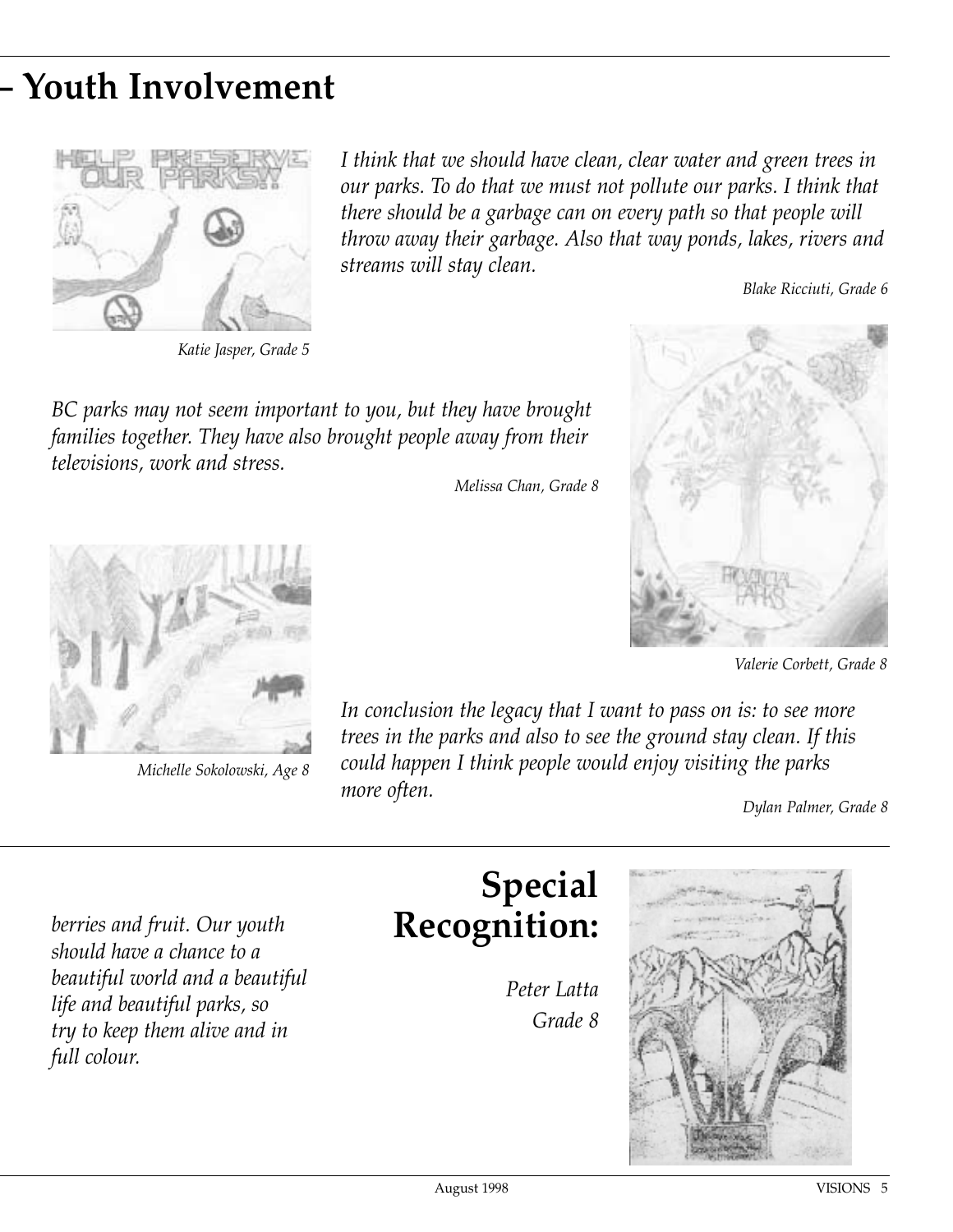# – Youth Involvement

Katie Jasper, Grade 5

*I think that we should have clean, clear water and green trees in our parks. To do that we must not pollute our parks. I think that there should be a garbage can on every path so that people will throw away their garbage. Also that way ponds, lakes, rivers and streams will stay clean.*

Blake Ricciuti, Grade 6

*BC parks may not seem important to you, but they have brought families together. They have also brought people away from their televisions, work and stress.*

Melissa Chan, Grade 8

Valerie Corbett, Grade 8

Michelle Sokolowski, Age 8

*In conclusion the legacy that I want to pass on is: to see more trees in the parks and also to see the ground stay clean. If this could happen I think people would enjoy visiting the parks more often.*

Dylan Palmer, Grade 8

*berries and fruit. Our youth should have a chance to a beautiful world and a beautiful life and beautiful parks, so try to keep them alive and in full colour.*

## Special Recognition:

Peter Latta
Grade 8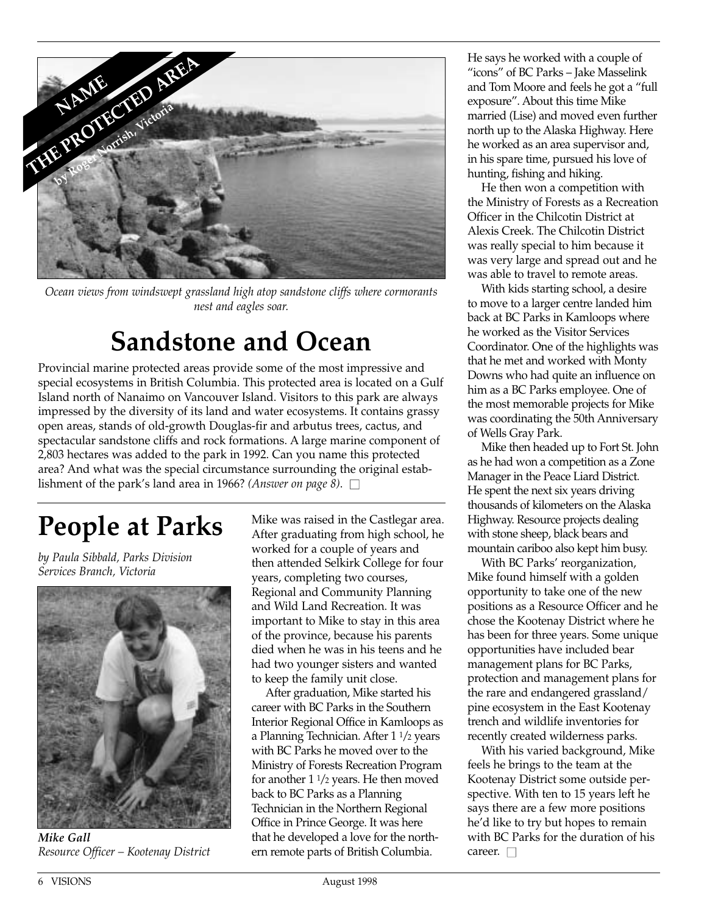**NAME THE PROTECTED AREA**

*by Roger Norrish, Victoria*

*Ocean views from windswept grassland high atop sandstone cliffs where cormorants nest and eagles soar.*

# Sandstone and Ocean

Provincial marine protected areas provide some of the most impressive and special ecosystems in British Columbia. This protected area is located on a Gulf Island north of Nanaimo on Vancouver Island. Visitors to this park are always impressed by the diversity of its land and water ecosystems. It contains grassy open areas, stands of old-growth Douglas-fir and arbutus trees, cactus, and spectacular sandstone cliffs and rock formations. A large marine component of 2,803 hectares was added to the park in 1992. Can you name this protected area? And what was the special circumstance surrounding the original establishment of the park's land area in 1966? *(Answer on page 8).* □

# People at Parks

*by Paula Sibbald, Parks Division Services Branch, Victoria*

***Mike Gall***
*Resource Officer – Kootenay District*

Mike was raised in the Castlegar area. After graduating from high school, he worked for a couple of years and then attended Selkirk College for four years, completing two courses, Regional and Community Planning and Wild Land Recreation. It was important to Mike to stay in this area of the province, because his parents died when he was in his teens and he had two younger sisters and wanted to keep the family unit close.

After graduation, Mike started his career with BC Parks in the Southern Interior Regional Office in Kamloops as a Planning Technician. After 1 1/2 years with BC Parks he moved over to the Ministry of Forests Recreation Program for another 1 1/2 years. He then moved back to BC Parks as a Planning Technician in the Northern Regional Office in Prince George. It was here that he developed a love for the northern remote parts of British Columbia.

He says he worked with a couple of "icons" of BC Parks – Jake Masselink and Tom Moore and feels he got a "full exposure". About this time Mike married (Lise) and moved even further north up to the Alaska Highway. Here he worked as an area supervisor and, in his spare time, pursued his love of hunting, fishing and hiking.

He then won a competition with the Ministry of Forests as a Recreation Officer in the Chilcotin District at Alexis Creek. The Chilcotin District was really special to him because it was very large and spread out and he was able to travel to remote areas.

With kids starting school, a desire to move to a larger centre landed him back at BC Parks in Kamloops where he worked as the Visitor Services Coordinator. One of the highlights was that he met and worked with Monty Downs who had quite an influence on him as a BC Parks employee. One of the most memorable projects for Mike was coordinating the 50th Anniversary of Wells Gray Park.

Mike then headed up to Fort St. John as he had won a competition as a Zone Manager in the Peace Liard District. He spent the next six years driving thousands of kilometers on the Alaska Highway. Resource projects dealing with stone sheep, black bears and mountain cariboo also kept him busy.

With BC Parks' reorganization, Mike found himself with a golden opportunity to take one of the new positions as a Resource Officer and he chose the Kootenay District where he has been for three years. Some unique opportunities have included bear management plans for BC Parks, protection and management plans for the rare and endangered grassland/pine ecosystem in the East Kootenay trench and wildlife inventories for recently created wilderness parks.

With his varied background, Mike feels he brings to the team at the Kootenay District some outside perspective. With ten to 15 years left he says there are a few more positions he'd like to try but hopes to remain with BC Parks for the duration of his career. □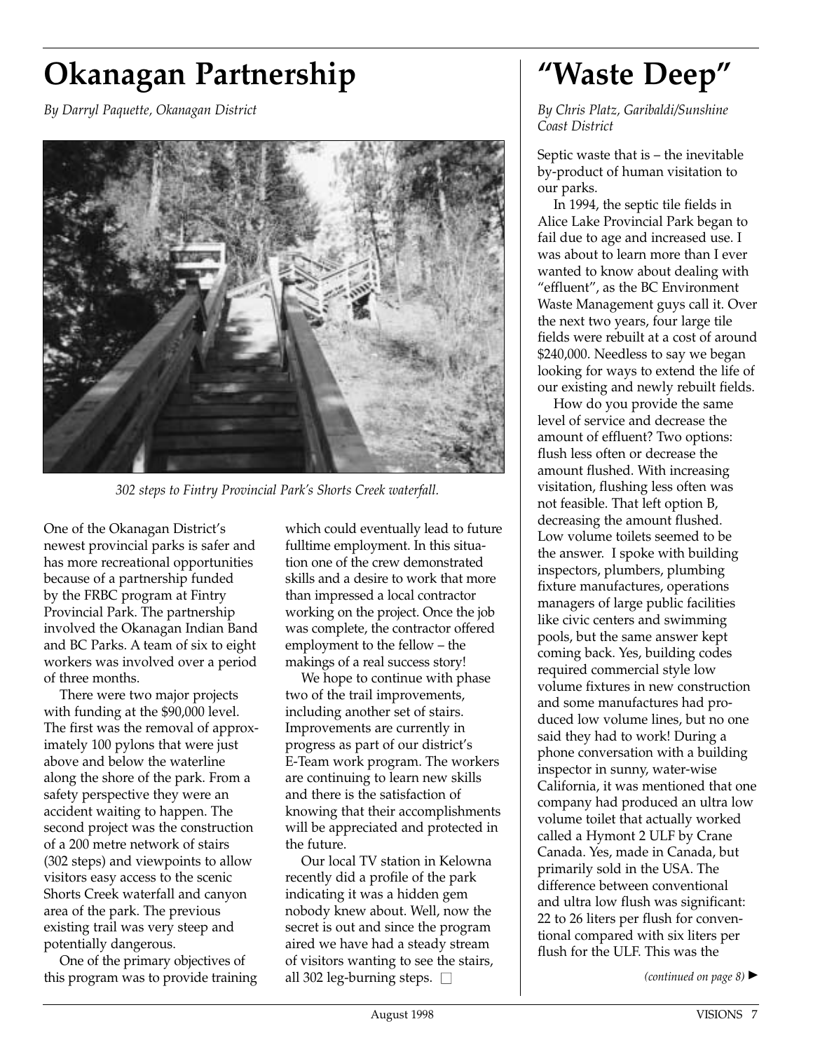# Okanagan Partnership

*By Darryl Paquette, Okanagan District*

*302 steps to Fintry Provincial Park's Shorts Creek waterfall.*

One of the Okanagan District's newest provincial parks is safer and has more recreational opportunities because of a partnership funded by the FRBC program at Fintry Provincial Park. The partnership involved the Okanagan Indian Band and BC Parks. A team of six to eight workers was involved over a period of three months.

There were two major projects with funding at the $90,000 level. The first was the removal of approximately 100 pylons that were just above and below the waterline along the shore of the park. From a safety perspective they were an accident waiting to happen. The second project was the construction of a 200 metre network of stairs (302 steps) and viewpoints to allow visitors easy access to the scenic Shorts Creek waterfall and canyon area of the park. The previous existing trail was very steep and potentially dangerous.

One of the primary objectives of this program was to provide training which could eventually lead to future fulltime employment. In this situation one of the crew demonstrated skills and a desire to work that more than impressed a local contractor working on the project. Once the job was complete, the contractor offered employment to the fellow – the makings of a real success story!

We hope to continue with phase two of the trail improvements, including another set of stairs. Improvements are currently in progress as part of our district's E-Team work program. The workers are continuing to learn new skills and there is the satisfaction of knowing that their accomplishments will be appreciated and protected in the future.

Our local TV station in Kelowna recently did a profile of the park indicating it was a hidden gem nobody knew about. Well, now the secret is out and since the program aired we have had a steady stream of visitors wanting to see the stairs, all 302 leg-burning steps. □

# "Waste Deep"

*By Chris Platz, Garibaldi/Sunshine Coast District*

Septic waste that is – the inevitable by-product of human visitation to our parks.

In 1994, the septic tile fields in Alice Lake Provincial Park began to fail due to age and increased use. I was about to learn more than I ever wanted to know about dealing with "effluent", as the BC Environment Waste Management guys call it. Over the next two years, four large tile fields were rebuilt at a cost of around $240,000. Needless to say we began looking for ways to extend the life of our existing and newly rebuilt fields.

How do you provide the same level of service and decrease the amount of effluent? Two options: flush less often or decrease the amount flushed. With increasing visitation, flushing less often was not feasible. That left option B, decreasing the amount flushed. Low volume toilets seemed to be the answer. I spoke with building inspectors, plumbers, plumbing fixture manufactures, operations managers of large public facilities like civic centers and swimming pools, but the same answer kept coming back. Yes, building codes required commercial style low volume fixtures in new construction and some manufactures had produced low volume lines, but no one said they had to work! During a phone conversation with a building inspector in sunny, water-wise California, it was mentioned that one company had produced an ultra low volume toilet that actually worked called a Hymont 2 ULF by Crane Canada. Yes, made in Canada, but primarily sold in the USA. The difference between conventional and ultra low flush was significant: 22 to 26 liters per flush for conventional compared with six liters per flush for the ULF. This was the

*(continued on page 8)* ►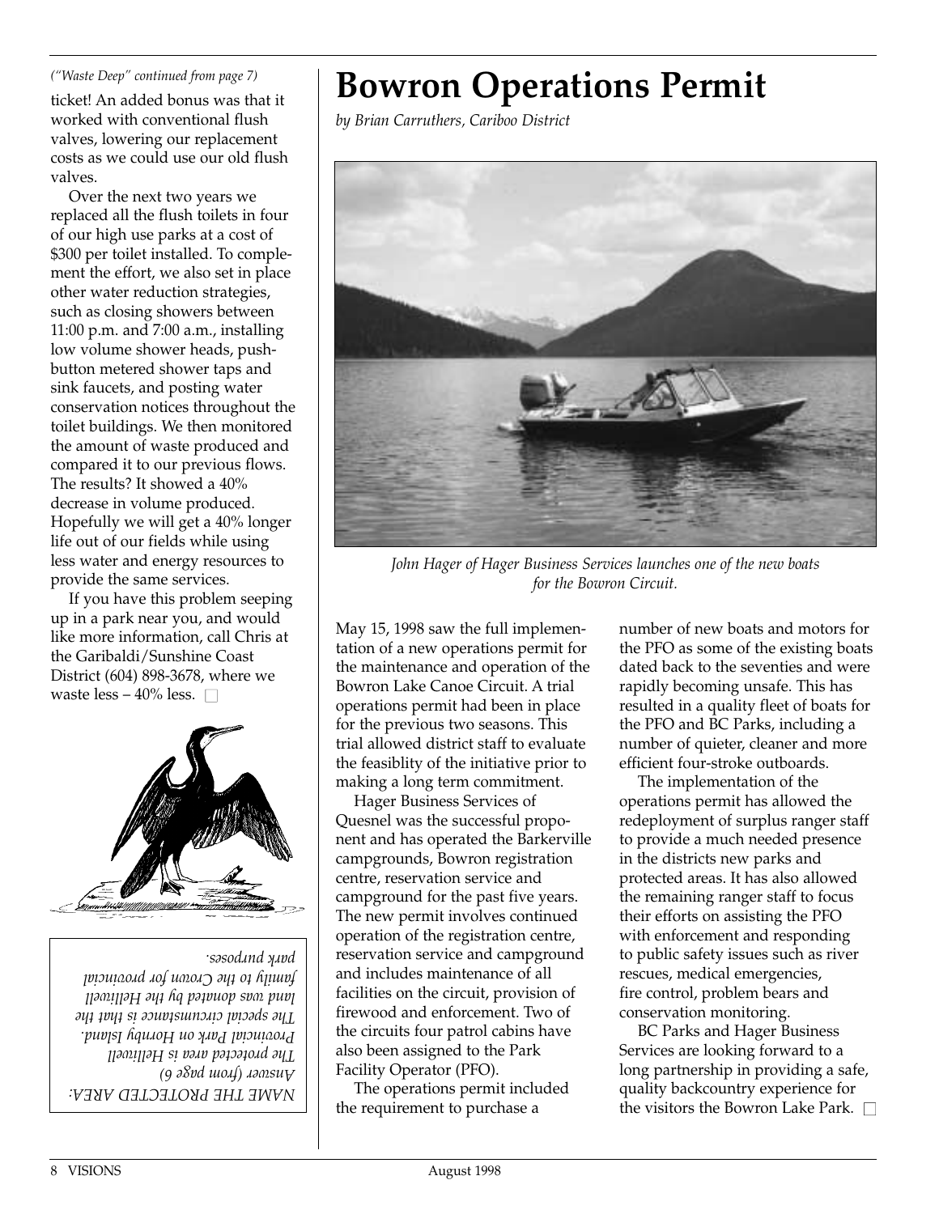*("Waste Deep" continued from page 7)*

ticket! An added bonus was that it worked with conventional flush valves, lowering our replacement costs as we could use our old flush valves.

Over the next two years we replaced all the flush toilets in four of our high use parks at a cost of $300 per toilet installed. To complement the effort, we also set in place other water reduction strategies, such as closing showers between 11:00 p.m. and 7:00 a.m., installing low volume shower heads, push-button metered shower taps and sink faucets, and posting water conservation notices throughout the toilet buildings. We then monitored the amount of waste produced and compared it to our previous flows. The results? It showed a 40% decrease in volume produced. Hopefully we will get a 40% longer life out of our fields while using less water and energy resources to provide the same services.

If you have this problem seeping up in a park near you, and would like more information, call Chris at the Garibaldi/Sunshine Coast District (604) 898-3678, where we waste less – 40% less. □

*NAME THE PROTECTED AREA:*
*Answer (from page 6)*
*The protected area is Helliwell Provincial Park on Hornby Island. The special circumstance is that the land was donated by the Helliwell family to the Crown for provincial park purposes.*

# Bowron Operations Permit

*by Brian Carruthers, Cariboo District*

*John Hager of Hager Business Services launches one of the new boats for the Bowron Circuit.*

May 15, 1998 saw the full implementation of a new operations permit for the maintenance and operation of the Bowron Lake Canoe Circuit. A trial operations permit had been in place for the previous two seasons. This trial allowed district staff to evaluate the feasiblity of the initiative prior to making a long term commitment.

Hager Business Services of Quesnel was the successful proponent and has operated the Barkerville campgrounds, Bowron registration centre, reservation service and campground for the past five years. The new permit involves continued operation of the registration centre, reservation service and campground and includes maintenance of all facilities on the circuit, provision of firewood and enforcement. Two of the circuits four patrol cabins have also been assigned to the Park Facility Operator (PFO).

The operations permit included the requirement to purchase a number of new boats and motors for the PFO as some of the existing boats dated back to the seventies and were rapidly becoming unsafe. This has resulted in a quality fleet of boats for the PFO and BC Parks, including a number of quieter, cleaner and more efficient four-stroke outboards.

The implementation of the operations permit has allowed the redeployment of surplus ranger staff to provide a much needed presence in the districts new parks and protected areas. It has also allowed the remaining ranger staff to focus their efforts on assisting the PFO with enforcement and responding to public safety issues such as river rescues, medical emergencies, fire control, problem bears and conservation monitoring.

BC Parks and Hager Business Services are looking forward to a long partnership in providing a safe, quality backcountry experience for the visitors the Bowron Lake Park. □